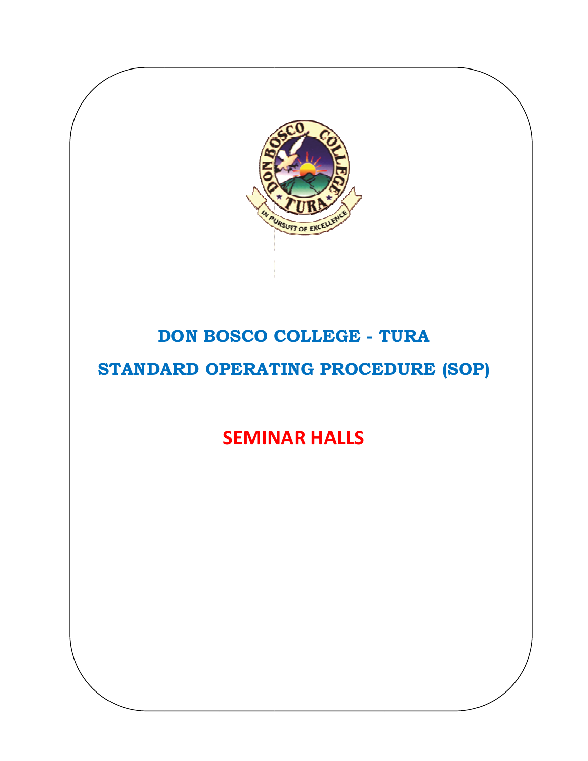# DON BOSCO COLLEGE - TURA

# STANDARD OPERATING PROCEDURE (SOP)

## SEMINAR HALLS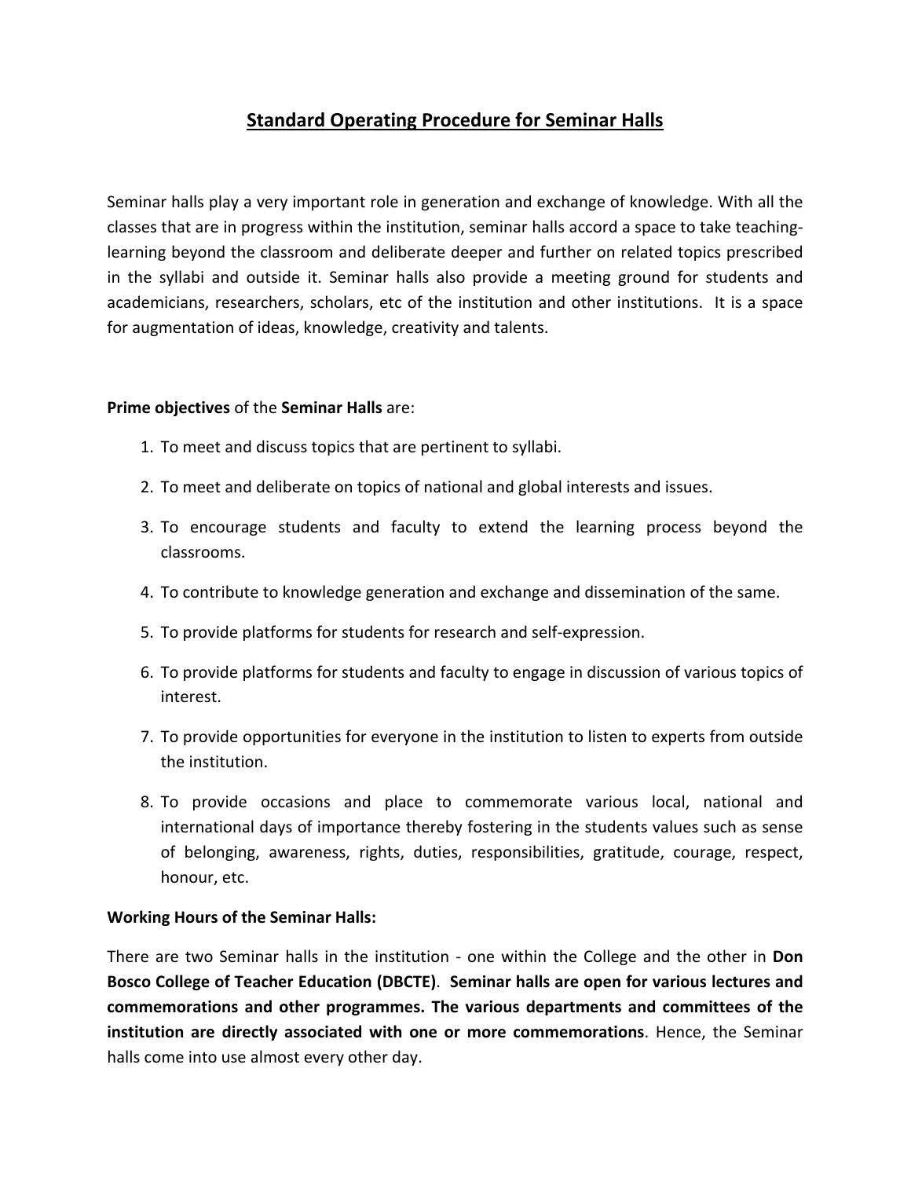## Standard Operating Procedure for Seminar Halls

Seminar halls play a very important role in generation and exchange of knowledge. With all the classes that are in progress within the institution, seminar halls accord a space to take teaching-learning beyond the classroom and deliberate deeper and further on related topics prescribed in the syllabi and outside it. Seminar halls also provide a meeting ground for students and academicians, researchers, scholars, etc of the institution and other institutions. It is a space for augmentation of ideas, knowledge, creativity and talents.

**Prime objectives** of the **Seminar Halls** are:

1. To meet and discuss topics that are pertinent to syllabi.
2. To meet and deliberate on topics of national and global interests and issues.
3. To encourage students and faculty to extend the learning process beyond the classrooms.
4. To contribute to knowledge generation and exchange and dissemination of the same.
5. To provide platforms for students for research and self-expression.
6. To provide platforms for students and faculty to engage in discussion of various topics of interest.
7. To provide opportunities for everyone in the institution to listen to experts from outside the institution.
8. To provide occasions and place to commemorate various local, national and international days of importance thereby fostering in the students values such as sense of belonging, awareness, rights, duties, responsibilities, gratitude, courage, respect, honour, etc.

**Working Hours of the Seminar Halls:**

There are two Seminar halls in the institution - one within the College and the other in **Don Bosco College of Teacher Education (DBCTE)**. **Seminar halls are open for various lectures and commemorations and other programmes. The various departments and committees of the institution are directly associated with one or more commemorations**. Hence, the Seminar halls come into use almost every other day.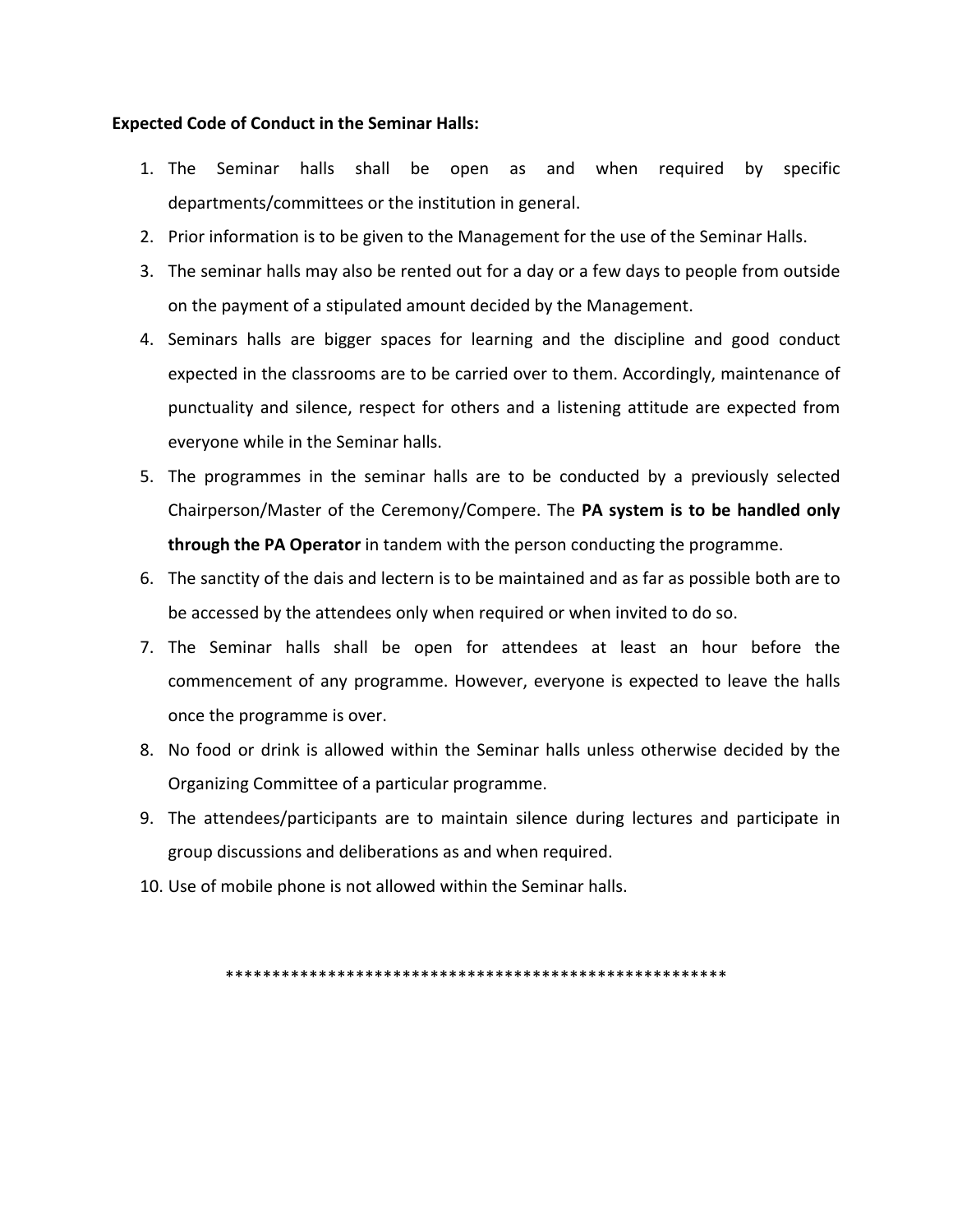**Expected Code of Conduct in the Seminar Halls:**

1. The Seminar halls shall be open as and when required by specific departments/committees or the institution in general.
2. Prior information is to be given to the Management for the use of the Seminar Halls.
3. The seminar halls may also be rented out for a day or a few days to people from outside on the payment of a stipulated amount decided by the Management.
4. Seminars halls are bigger spaces for learning and the discipline and good conduct expected in the classrooms are to be carried over to them. Accordingly, maintenance of punctuality and silence, respect for others and a listening attitude are expected from everyone while in the Seminar halls.
5. The programmes in the seminar halls are to be conducted by a previously selected Chairperson/Master of the Ceremony/Compere. The **PA system is to be handled only through the PA Operator** in tandem with the person conducting the programme.
6. The sanctity of the dais and lectern is to be maintained and as far as possible both are to be accessed by the attendees only when required or when invited to do so.
7. The Seminar halls shall be open for attendees at least an hour before the commencement of any programme. However, everyone is expected to leave the halls once the programme is over.
8. No food or drink is allowed within the Seminar halls unless otherwise decided by the Organizing Committee of a particular programme.
9. The attendees/participants are to maintain silence during lectures and participate in group discussions and deliberations as and when required.
10. Use of mobile phone is not allowed within the Seminar halls.

*******************************************************